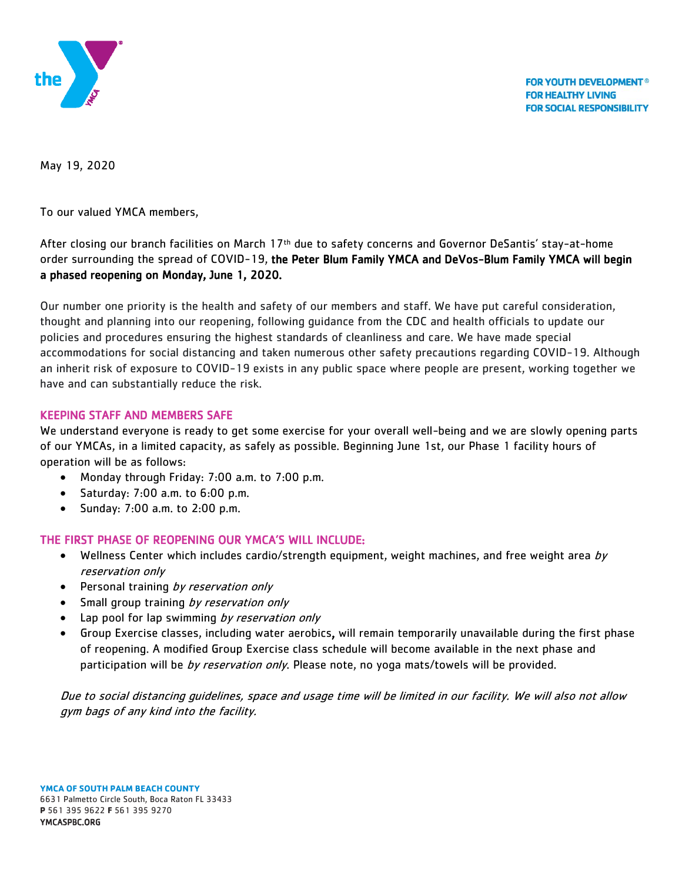FOR YOUTH DEVELOPMENT®
FOR HEALTHY LIVING
FOR SOCIAL RESPONSIBILITY

May 19, 2020

To our valued YMCA members,

After closing our branch facilities on March 17th due to safety concerns and Governor DeSantis' stay-at-home order surrounding the spread of COVID-19, **the Peter Blum Family YMCA and DeVos-Blum Family YMCA will begin a phased reopening on Monday, June 1, 2020.**

Our number one priority is the health and safety of our members and staff. We have put careful consideration, thought and planning into our reopening, following guidance from the CDC and health officials to update our policies and procedures ensuring the highest standards of cleanliness and care. We have made special accommodations for social distancing and taken numerous other safety precautions regarding COVID-19. Although an inherit risk of exposure to COVID-19 exists in any public space where people are present, working together we have and can substantially reduce the risk.

## KEEPING STAFF AND MEMBERS SAFE

We understand everyone is ready to get some exercise for your overall well-being and we are slowly opening parts of our YMCAs, in a limited capacity, as safely as possible. Beginning June 1st, our Phase 1 facility hours of operation will be as follows:

- Monday through Friday: 7:00 a.m. to 7:00 p.m.
- Saturday: 7:00 a.m. to 6:00 p.m.
- Sunday: 7:00 a.m. to 2:00 p.m.

## THE FIRST PHASE OF REOPENING OUR YMCA'S WILL INCLUDE:

- Wellness Center which includes cardio/strength equipment, weight machines, and free weight area *by reservation only*
- Personal training *by reservation only*
- Small group training *by reservation only*
- Lap pool for lap swimming *by reservation only*
- Group Exercise classes, including water aerobics, will remain temporarily unavailable during the first phase of reopening. A modified Group Exercise class schedule will become available in the next phase and participation will be *by reservation only*. Please note, no yoga mats/towels will be provided.

*Due to social distancing guidelines, space and usage time will be limited in our facility. We will also not allow gym bags of any kind into the facility.*

**YMCA OF SOUTH PALM BEACH COUNTY**
6631 Palmetto Circle South, Boca Raton FL 33433
**P** 561 395 9622 **F** 561 395 9270
**YMCASPBC.ORG**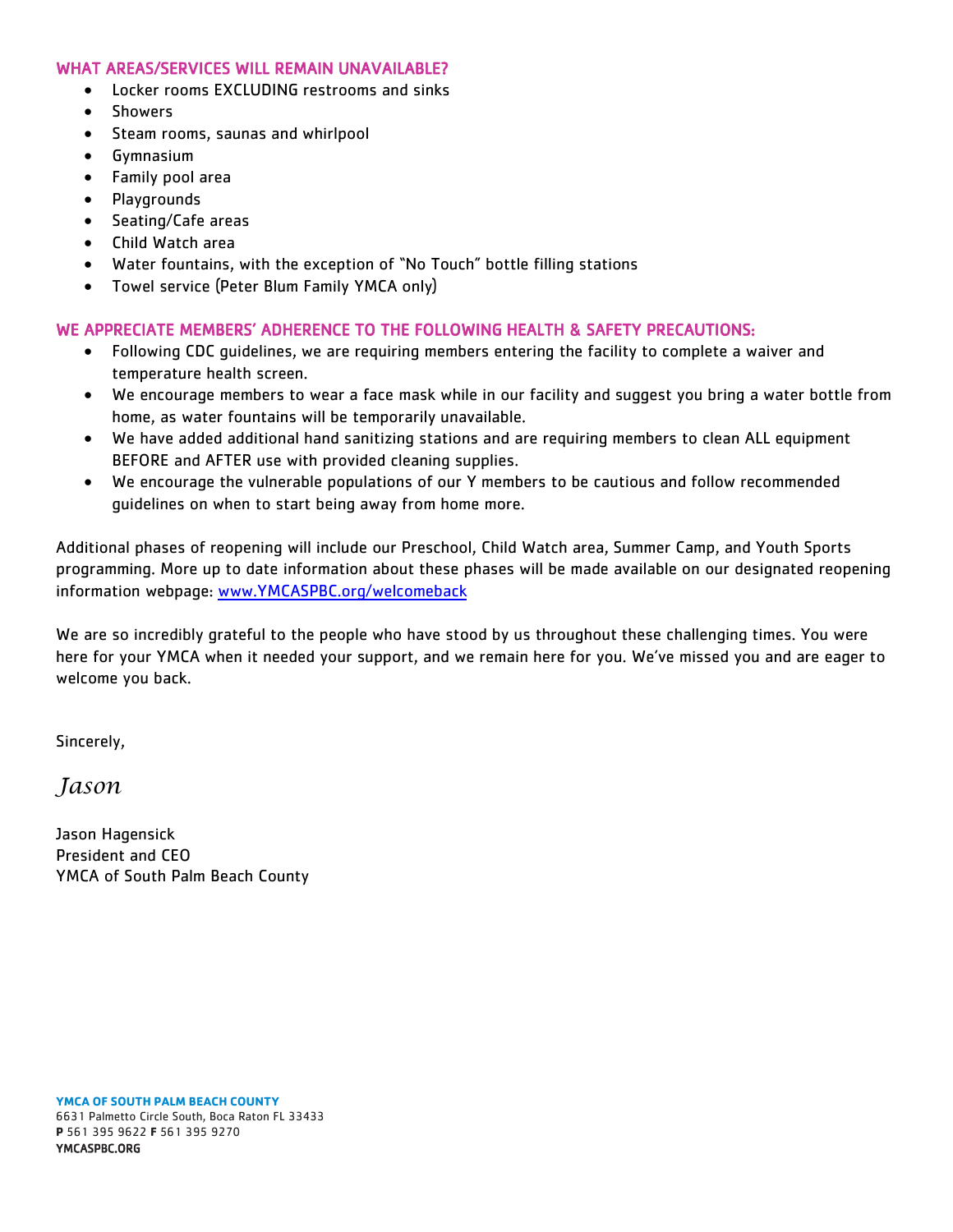## WHAT AREAS/SERVICES WILL REMAIN UNAVAILABLE?

- Locker rooms EXCLUDING restrooms and sinks
- Showers
- Steam rooms, saunas and whirlpool
- Gymnasium
- Family pool area
- Playgrounds
- Seating/Cafe areas
- Child Watch area
- Water fountains, with the exception of "No Touch" bottle filling stations
- Towel service (Peter Blum Family YMCA only)

## WE APPRECIATE MEMBERS' ADHERENCE TO THE FOLLOWING HEALTH & SAFETY PRECAUTIONS:

- Following CDC guidelines, we are requiring members entering the facility to complete a waiver and temperature health screen.
- We encourage members to wear a face mask while in our facility and suggest you bring a water bottle from home, as water fountains will be temporarily unavailable.
- We have added additional hand sanitizing stations and are requiring members to clean ALL equipment BEFORE and AFTER use with provided cleaning supplies.
- We encourage the vulnerable populations of our Y members to be cautious and follow recommended guidelines on when to start being away from home more.

Additional phases of reopening will include our Preschool, Child Watch area, Summer Camp, and Youth Sports programming. More up to date information about these phases will be made available on our designated reopening information webpage: [www.YMCASPBC.org/welcomeback](http://www.YMCASPBC.org/welcomeback)

We are so incredibly grateful to the people who have stood by us throughout these challenging times. You were here for your YMCA when it needed your support, and we remain here for you. We've missed you and are eager to welcome you back.

Sincerely,

*Jason*

Jason Hagensick
President and CEO
YMCA of South Palm Beach County

**YMCA OF SOUTH PALM BEACH COUNTY**
6631 Palmetto Circle South, Boca Raton FL 33433
**P** 561 395 9622 **F** 561 395 9270
**YMCASPBC.ORG**